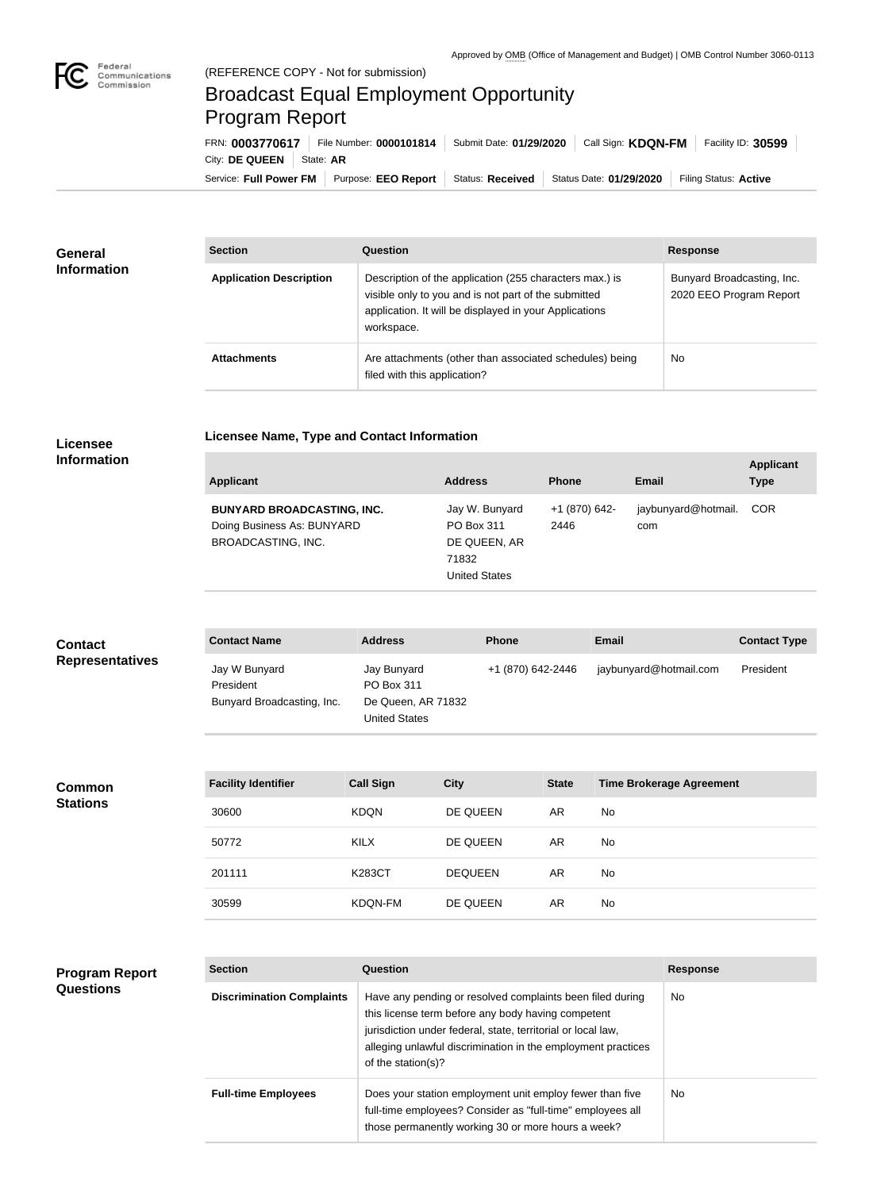Approved by OMB (Office of Management and Budget) | OMB Control Number 3060-0113

(REFERENCE COPY - Not for submission)

# Broadcast Equal Employment Opportunity Program Report

FRN: **0003770617** | File Number: **0000101814** | Submit Date: **01/29/2020** | Call Sign: **KDQN-FM** | Facility ID: **30599** | City: **DE QUEEN** | State: **AR**

Service: **Full Power FM** | Purpose: **EEO Report** | Status: **Received** | Status Date: **01/29/2020** | Filing Status: **Active**

## General Information

| Section | Question | Response |
|---|---|---|
| **Application Description** | Description of the application (255 characters max.) is visible only to you and is not part of the submitted application. It will be displayed in your Applications workspace. | Bunyard Broadcasting, Inc. 2020 EEO Program Report |
| **Attachments** | Are attachments (other than associated schedules) being filed with this application? | No |

## Licensee Information

### Licensee Name, Type and Contact Information

| Applicant | Address | Phone | Email | Applicant Type |
|---|---|---|---|---|
| **BUNYARD BROADCASTING, INC.** Doing Business As: BUNYARD BROADCASTING, INC. | Jay W. Bunyard PO Box 311 DE QUEEN, AR 71832 United States | +1 (870) 642-2446 | jaybunyard@hotmail.com | COR |

## Contact Representatives

| Contact Name | Address | Phone | Email | Contact Type |
|---|---|---|---|---|
| Jay W Bunyard President Bunyard Broadcasting, Inc. | Jay Bunyard PO Box 311 De Queen, AR 71832 United States | +1 (870) 642-2446 | jaybunyard@hotmail.com | President |

## Common Stations

| Facility Identifier | Call Sign | City | State | Time Brokerage Agreement |
|---|---|---|---|---|
| 30600 | KDQN | DE QUEEN | AR | No |
| 50772 | KILX | DE QUEEN | AR | No |
| 201111 | K283CT | DEQUEEN | AR | No |
| 30599 | KDQN-FM | DE QUEEN | AR | No |

## Program Report Questions

| Section | Question | Response |
|---|---|---|
| **Discrimination Complaints** | Have any pending or resolved complaints been filed during this license term before any body having competent jurisdiction under federal, state, territorial or local law, alleging unlawful discrimination in the employment practices of the station(s)? | No |
| **Full-time Employees** | Does your station employment unit employ fewer than five full-time employees? Consider as "full-time" employees all those permanently working 30 or more hours a week? | No |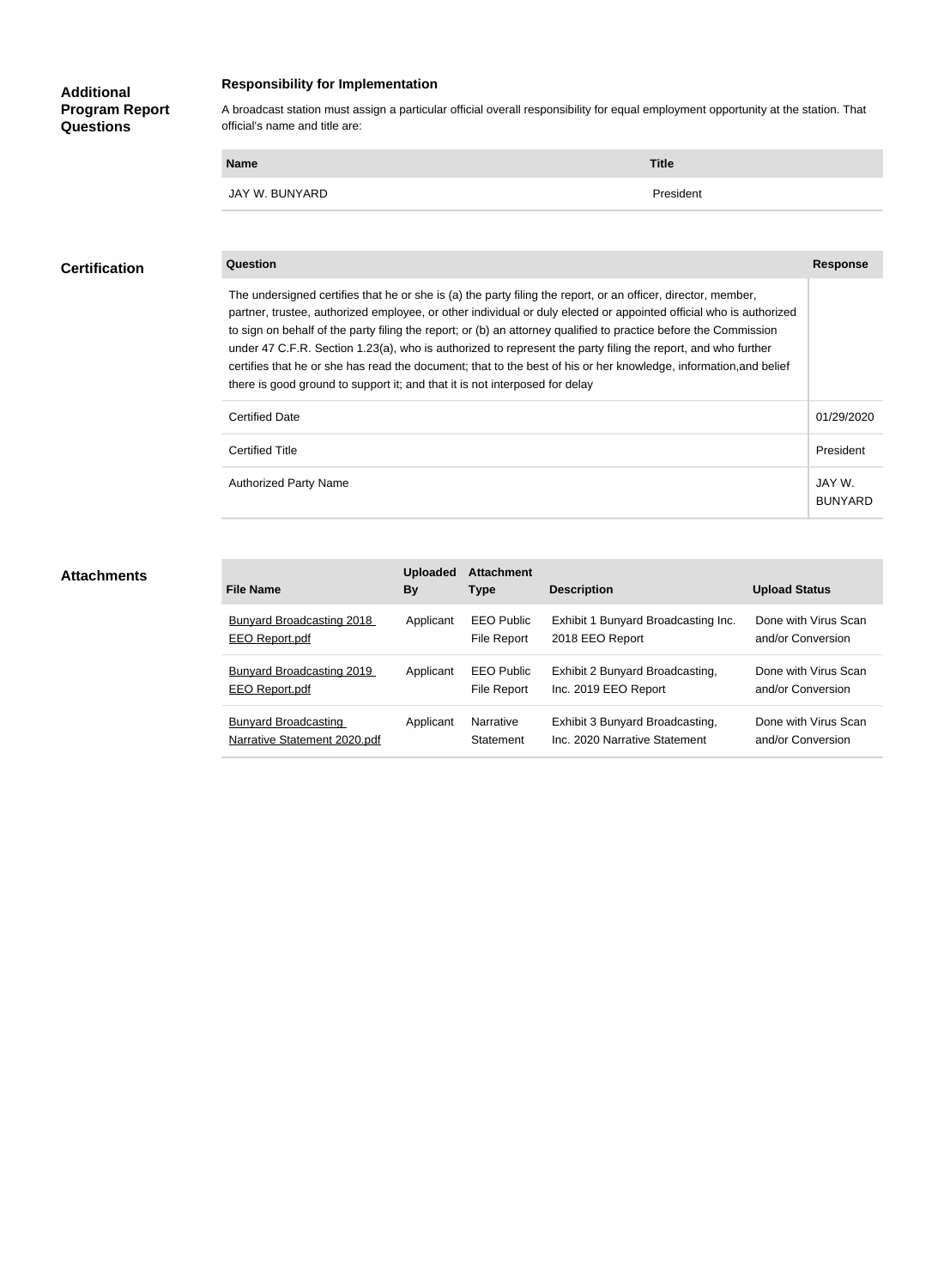## Additional Program Report Questions

**Responsibility for Implementation**

A broadcast station must assign a particular official overall responsibility for equal employment opportunity at the station. That official's name and title are:

| Name | Title |
|---|---|
| JAY W. BUNYARD | President |

## Certification

| Question | Response |
|---|---|
| The undersigned certifies that he or she is (a) the party filing the report, or an officer, director, member, partner, trustee, authorized employee, or other individual or duly elected or appointed official who is authorized to sign on behalf of the party filing the report; or (b) an attorney qualified to practice before the Commission under 47 C.F.R. Section 1.23(a), who is authorized to represent the party filing the report, and who further certifies that he or she has read the document; that to the best of his or her knowledge, information,and belief there is good ground to support it; and that it is not interposed for delay | |
| Certified Date | 01/29/2020 |
| Certified Title | President |
| Authorized Party Name | JAY W. BUNYARD |

## Attachments

| File Name | Uploaded By | Attachment Type | Description | Upload Status |
|---|---|---|---|---|
| Bunyard Broadcasting 2018 EEO Report.pdf | Applicant | EEO Public File Report | Exhibit 1 Bunyard Broadcasting Inc. 2018 EEO Report | Done with Virus Scan and/or Conversion |
| Bunyard Broadcasting 2019 EEO Report.pdf | Applicant | EEO Public File Report | Exhibit 2 Bunyard Broadcasting, Inc. 2019 EEO Report | Done with Virus Scan and/or Conversion |
| Bunyard Broadcasting Narrative Statement 2020.pdf | Applicant | Narrative Statement | Exhibit 3 Bunyard Broadcasting, Inc. 2020 Narrative Statement | Done with Virus Scan and/or Conversion |